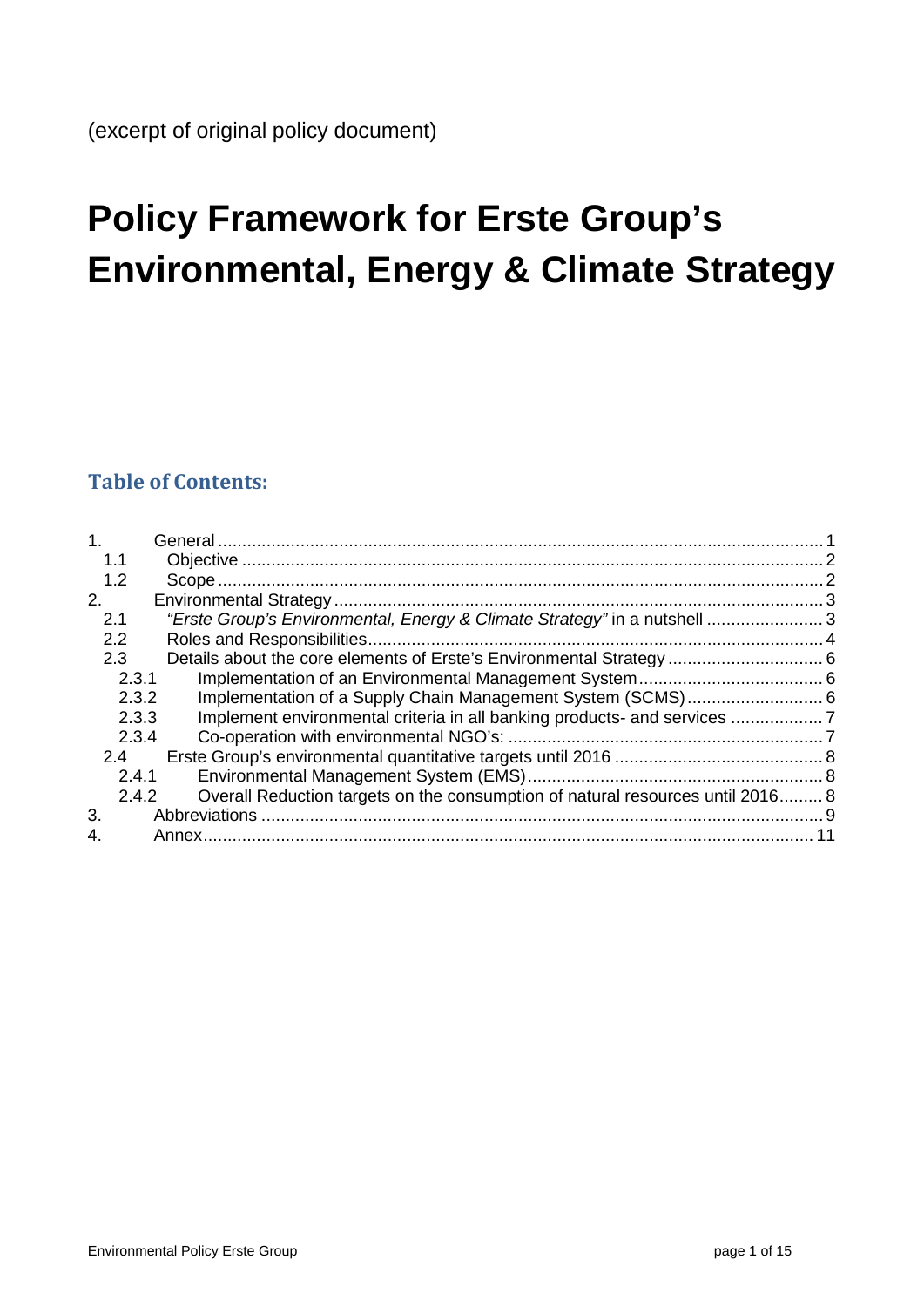(excerpt of original policy document)

# Policy Framework for Erste Group's Environmental, Energy & Climate Strategy

## Table of Contents:

1. General ..... 1
   - 1.1 Objective ..... 2
   - 1.2 Scope ..... 2
2. Environmental Strategy ..... 3
   - 2.1 *"Erste Group's Environmental, Energy & Climate Strategy"* in a nutshell ..... 3
   - 2.2 Roles and Responsibilities ..... 4
   - 2.3 Details about the core elements of Erste's Environmental Strategy ..... 6
     - 2.3.1 Implementation of an Environmental Management System ..... 6
     - 2.3.2 Implementation of a Supply Chain Management System (SCMS) ..... 6
     - 2.3.3 Implement environmental criteria in all banking products- and services ..... 7
     - 2.3.4 Co-operation with environmental NGO's: ..... 7
   - 2.4 Erste Group's environmental quantitative targets until 2016 ..... 8
     - 2.4.1 Environmental Management System (EMS) ..... 8
     - 2.4.2 Overall Reduction targets on the consumption of natural resources until 2016 ..... 8
3. Abbreviations ..... 9
4. Annex ..... 11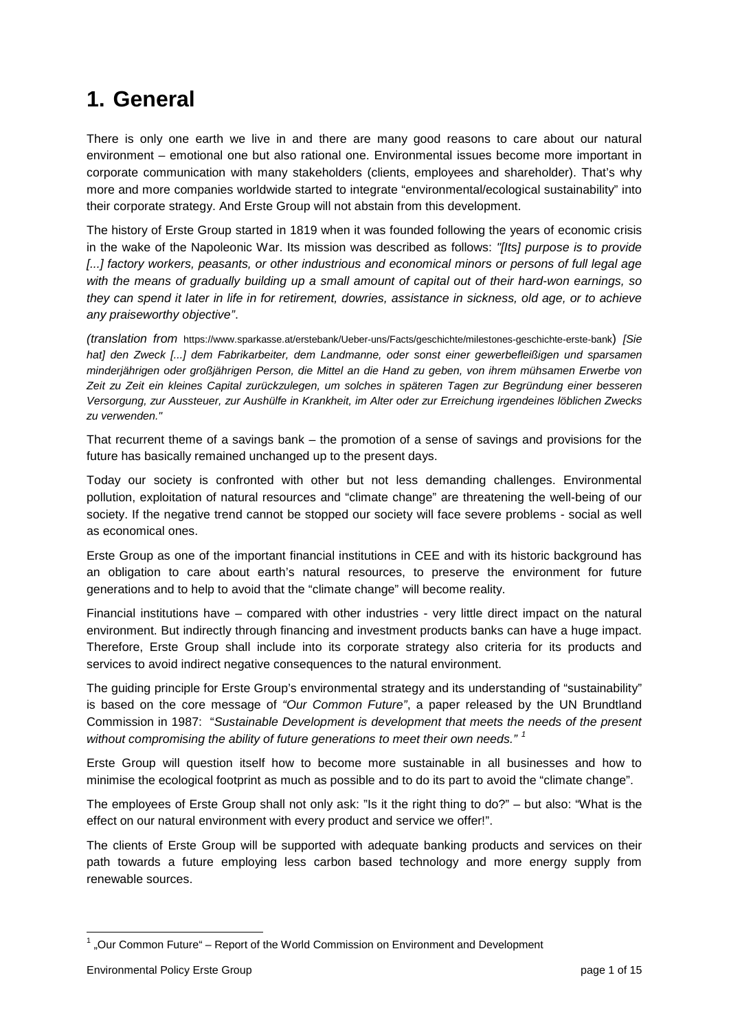# 1. General

There is only one earth we live in and there are many good reasons to care about our natural environment – emotional one but also rational one. Environmental issues become more important in corporate communication with many stakeholders (clients, employees and shareholder). That's why more and more companies worldwide started to integrate "environmental/ecological sustainability" into their corporate strategy. And Erste Group will not abstain from this development.

The history of Erste Group started in 1819 when it was founded following the years of economic crisis in the wake of the Napoleonic War. Its mission was described as follows: *"[Its] purpose is to provide [...] factory workers, peasants, or other industrious and economical minors or persons of full legal age with the means of gradually building up a small amount of capital out of their hard-won earnings, so they can spend it later in life in for retirement, dowries, assistance in sickness, old age, or to achieve any praiseworthy objective"*.

*(translation from* https://www.sparkasse.at/erstebank/Ueber-uns/Facts/geschichte/milestones-geschichte-erste-bank*) [Sie hat] den Zweck [...] dem Fabrikarbeiter, dem Landmanne, oder sonst einer gewerbefleißigen und sparsamen minderjährigen oder großjährigen Person, die Mittel an die Hand zu geben, von ihrem mühsamen Erwerbe von Zeit zu Zeit ein kleines Capital zurückzulegen, um solches in späteren Tagen zur Begründung einer besseren Versorgung, zur Aussteuer, zur Aushülfe in Krankheit, im Alter oder zur Erreichung irgendeines löblichen Zwecks zu verwenden."*

That recurrent theme of a savings bank – the promotion of a sense of savings and provisions for the future has basically remained unchanged up to the present days.

Today our society is confronted with other but not less demanding challenges. Environmental pollution, exploitation of natural resources and "climate change" are threatening the well-being of our society. If the negative trend cannot be stopped our society will face severe problems - social as well as economical ones.

Erste Group as one of the important financial institutions in CEE and with its historic background has an obligation to care about earth's natural resources, to preserve the environment for future generations and to help to avoid that the "climate change" will become reality.

Financial institutions have – compared with other industries - very little direct impact on the natural environment. But indirectly through financing and investment products banks can have a huge impact. Therefore, Erste Group shall include into its corporate strategy also criteria for its products and services to avoid indirect negative consequences to the natural environment.

The guiding principle for Erste Group's environmental strategy and its understanding of "sustainability" is based on the core message of *"Our Common Future"*, a paper released by the UN Brundtland Commission in 1987: "*Sustainable Development is development that meets the needs of the present without compromising the ability of future generations to meet their own needs."* [1]

Erste Group will question itself how to become more sustainable in all businesses and how to minimise the ecological footprint as much as possible and to do its part to avoid the "climate change".

The employees of Erste Group shall not only ask: "Is it the right thing to do?" – but also: "What is the effect on our natural environment with every product and service we offer!".

The clients of Erste Group will be supported with adequate banking products and services on their path towards a future employing less carbon based technology and more energy supply from renewable sources.

[1] „Our Common Future" – Report of the World Commission on Environment and Development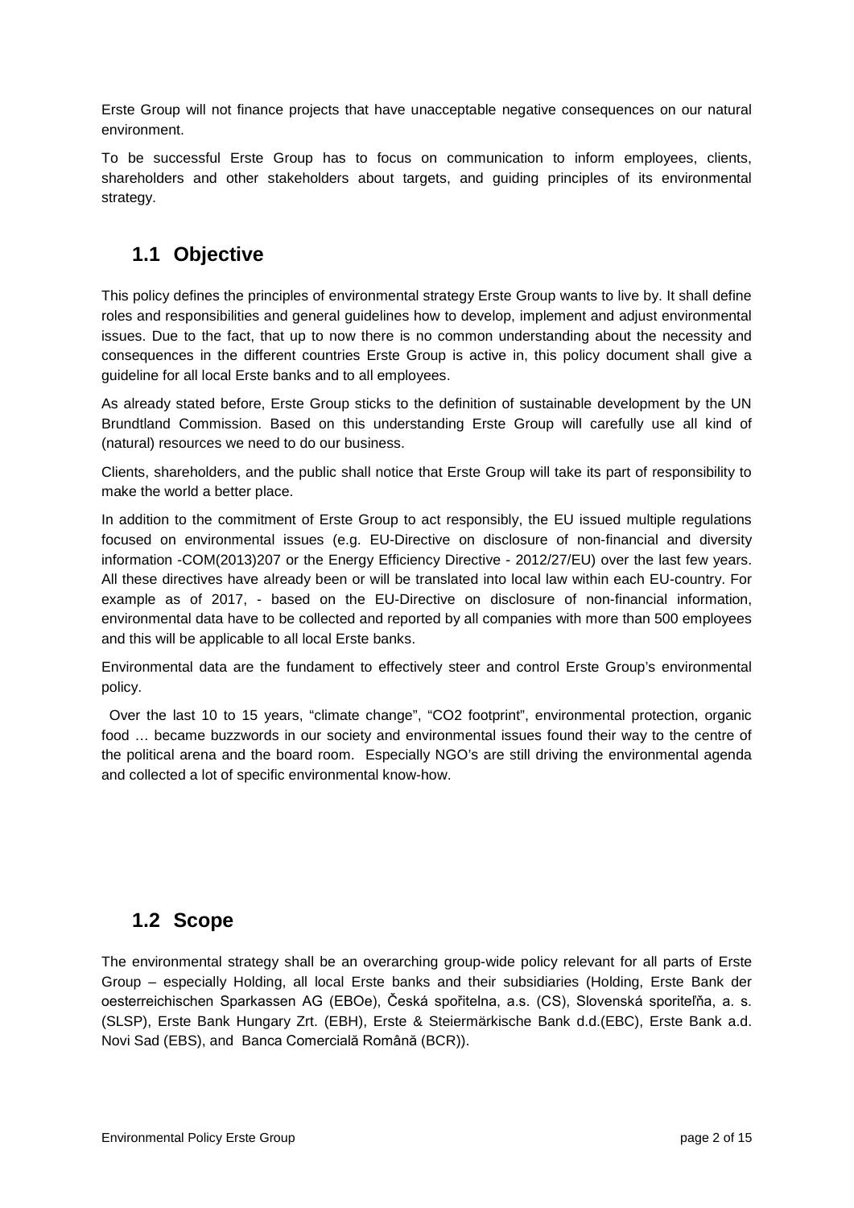Erste Group will not finance projects that have unacceptable negative consequences on our natural environment.

To be successful Erste Group has to focus on communication to inform employees, clients, shareholders and other stakeholders about targets, and guiding principles of its environmental strategy.

## 1.1 Objective

This policy defines the principles of environmental strategy Erste Group wants to live by. It shall define roles and responsibilities and general guidelines how to develop, implement and adjust environmental issues. Due to the fact, that up to now there is no common understanding about the necessity and consequences in the different countries Erste Group is active in, this policy document shall give a guideline for all local Erste banks and to all employees.

As already stated before, Erste Group sticks to the definition of sustainable development by the UN Brundtland Commission. Based on this understanding Erste Group will carefully use all kind of (natural) resources we need to do our business.

Clients, shareholders, and the public shall notice that Erste Group will take its part of responsibility to make the world a better place.

In addition to the commitment of Erste Group to act responsibly, the EU issued multiple regulations focused on environmental issues (e.g. EU-Directive on disclosure of non-financial and diversity information -COM(2013)207 or the Energy Efficiency Directive - 2012/27/EU) over the last few years. All these directives have already been or will be translated into local law within each EU-country. For example as of 2017, - based on the EU-Directive on disclosure of non-financial information, environmental data have to be collected and reported by all companies with more than 500 employees and this will be applicable to all local Erste banks.

Environmental data are the fundament to effectively steer and control Erste Group's environmental policy.

Over the last 10 to 15 years, "climate change", "CO2 footprint", environmental protection, organic food … became buzzwords in our society and environmental issues found their way to the centre of the political arena and the board room. Especially NGO's are still driving the environmental agenda and collected a lot of specific environmental know-how.

## 1.2 Scope

The environmental strategy shall be an overarching group-wide policy relevant for all parts of Erste Group – especially Holding, all local Erste banks and their subsidiaries (Holding, Erste Bank der oesterreichischen Sparkassen AG (EBOe), Česká spořitelna, a.s. (CS), Slovenská sporiteľňa, a. s. (SLSP), Erste Bank Hungary Zrt. (EBH), Erste & Steiermärkische Bank d.d.(EBC), Erste Bank a.d. Novi Sad (EBS), and Banca Comercială Română (BCR)).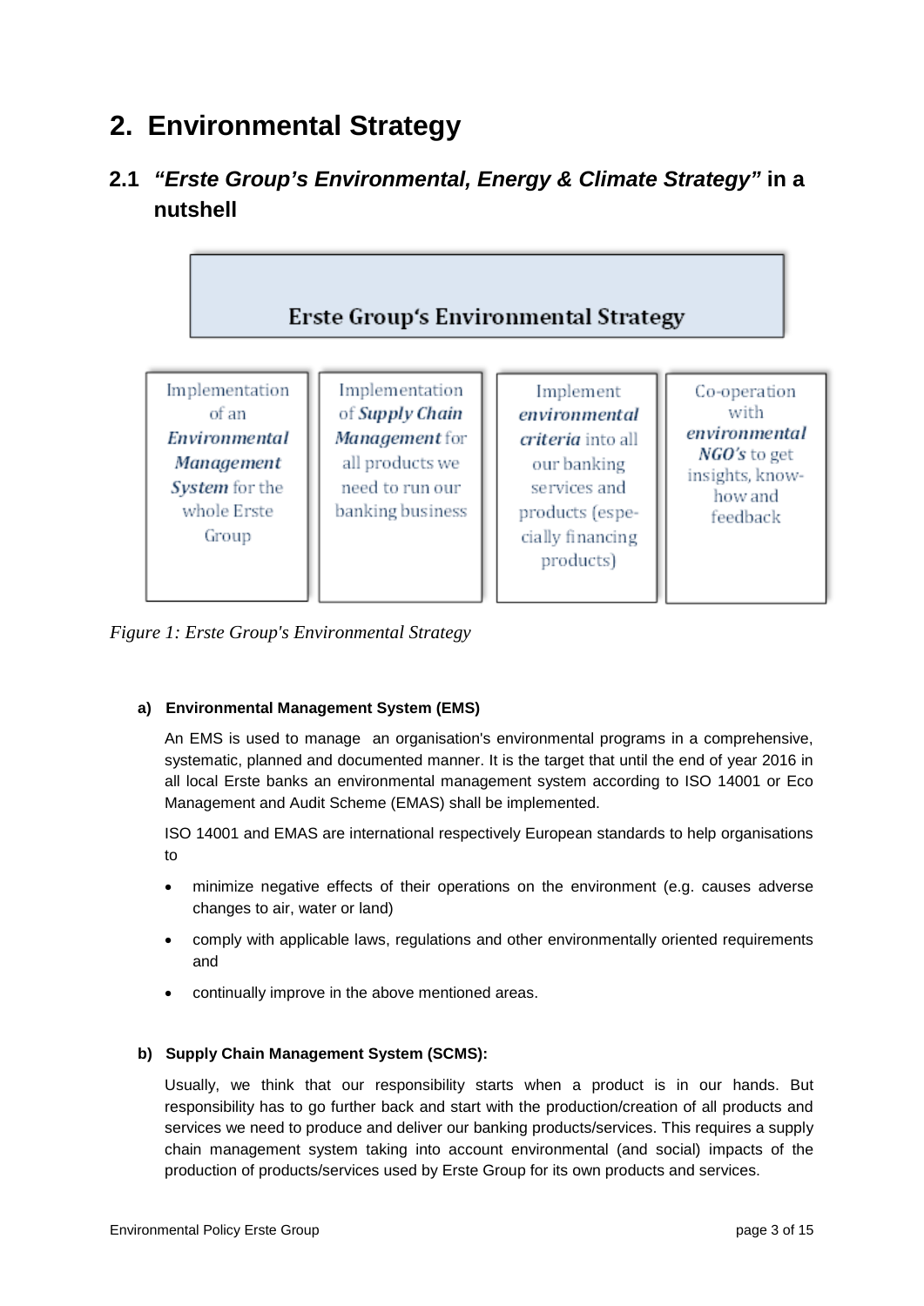# 2. Environmental Strategy

## 2.1 *"Erste Group's Environmental, Energy & Climate Strategy"* in a nutshell

**Erste Group's Environmental Strategy**

| Implementation of an ***Environmental Management System*** for the whole Erste Group | Implementation of ***Supply Chain Management*** for all products we need to run our banking business | Implement ***environmental criteria*** into all our banking services and products (especially financing products) | Co-operation with ***environmental NGO's*** to get insights, know-how and feedback |
|---|---|---|---|

*Figure 1: Erste Group's Environmental Strategy*

**a) Environmental Management System (EMS)**

An EMS is used to manage an organisation's environmental programs in a comprehensive, systematic, planned and documented manner. It is the target that until the end of year 2016 in all local Erste banks an environmental management system according to ISO 14001 or Eco Management and Audit Scheme (EMAS) shall be implemented.

ISO 14001 and EMAS are international respectively European standards to help organisations to

- minimize negative effects of their operations on the environment (e.g. causes adverse changes to air, water or land)
- comply with applicable laws, regulations and other environmentally oriented requirements and
- continually improve in the above mentioned areas.

**b) Supply Chain Management System (SCMS):**

Usually, we think that our responsibility starts when a product is in our hands. But responsibility has to go further back and start with the production/creation of all products and services we need to produce and deliver our banking products/services. This requires a supply chain management system taking into account environmental (and social) impacts of the production of products/services used by Erste Group for its own products and services.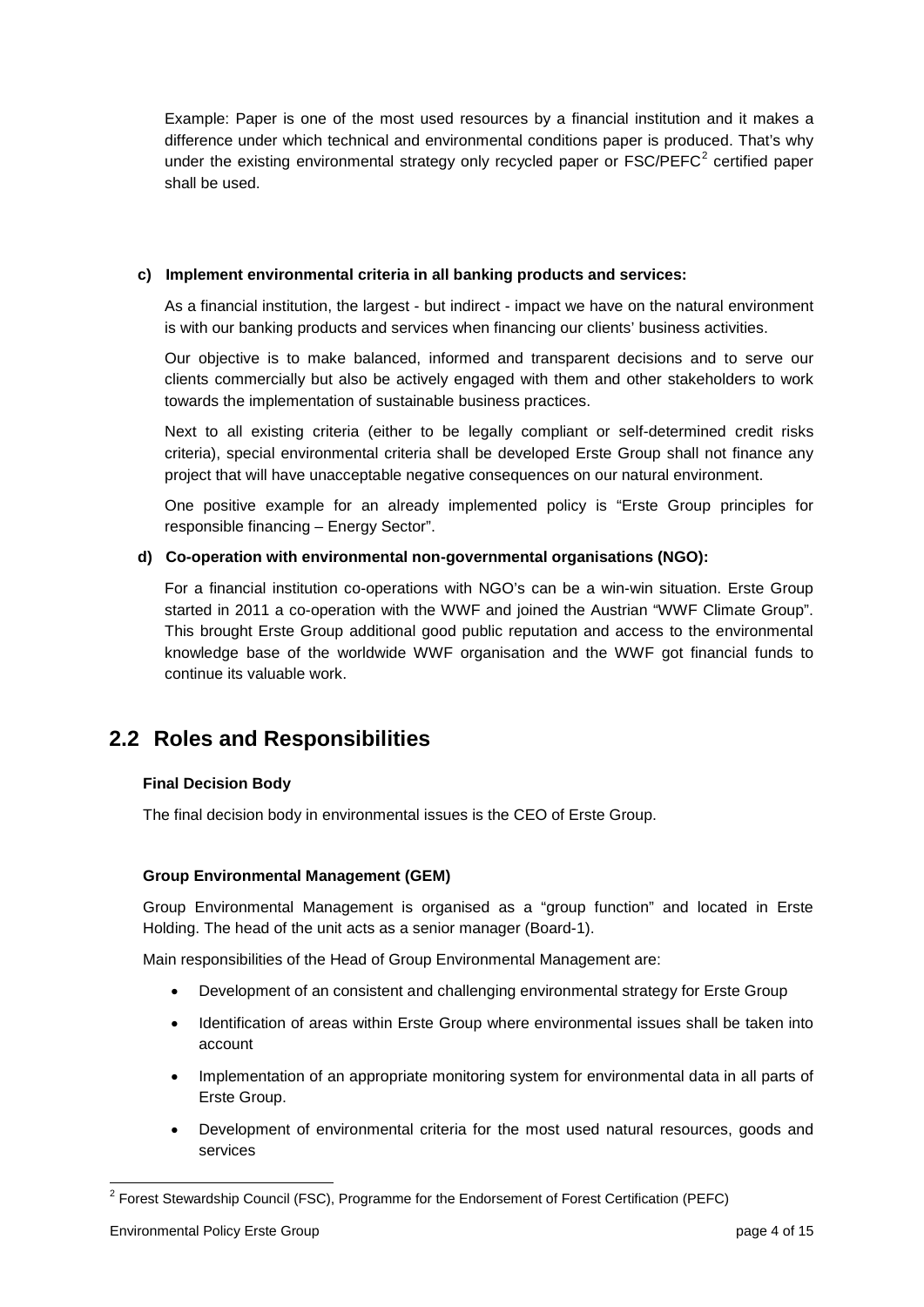Example: Paper is one of the most used resources by a financial institution and it makes a difference under which technical and environmental conditions paper is produced. That's why under the existing environmental strategy only recycled paper or FSC/PEFC[2] certified paper shall be used.

**c) Implement environmental criteria in all banking products and services:**

As a financial institution, the largest - but indirect - impact we have on the natural environment is with our banking products and services when financing our clients' business activities.

Our objective is to make balanced, informed and transparent decisions and to serve our clients commercially but also be actively engaged with them and other stakeholders to work towards the implementation of sustainable business practices.

Next to all existing criteria (either to be legally compliant or self-determined credit risks criteria), special environmental criteria shall be developed Erste Group shall not finance any project that will have unacceptable negative consequences on our natural environment.

One positive example for an already implemented policy is "Erste Group principles for responsible financing – Energy Sector".

**d) Co-operation with environmental non-governmental organisations (NGO):**

For a financial institution co-operations with NGO's can be a win-win situation. Erste Group started in 2011 a co-operation with the WWF and joined the Austrian "WWF Climate Group". This brought Erste Group additional good public reputation and access to the environmental knowledge base of the worldwide WWF organisation and the WWF got financial funds to continue its valuable work.

## 2.2 Roles and Responsibilities

**Final Decision Body**

The final decision body in environmental issues is the CEO of Erste Group.

**Group Environmental Management (GEM)**

Group Environmental Management is organised as a "group function" and located in Erste Holding. The head of the unit acts as a senior manager (Board-1).

Main responsibilities of the Head of Group Environmental Management are:

- Development of an consistent and challenging environmental strategy for Erste Group
- Identification of areas within Erste Group where environmental issues shall be taken into account
- Implementation of an appropriate monitoring system for environmental data in all parts of Erste Group.
- Development of environmental criteria for the most used natural resources, goods and services

[2] Forest Stewardship Council (FSC), Programme for the Endorsement of Forest Certification (PEFC)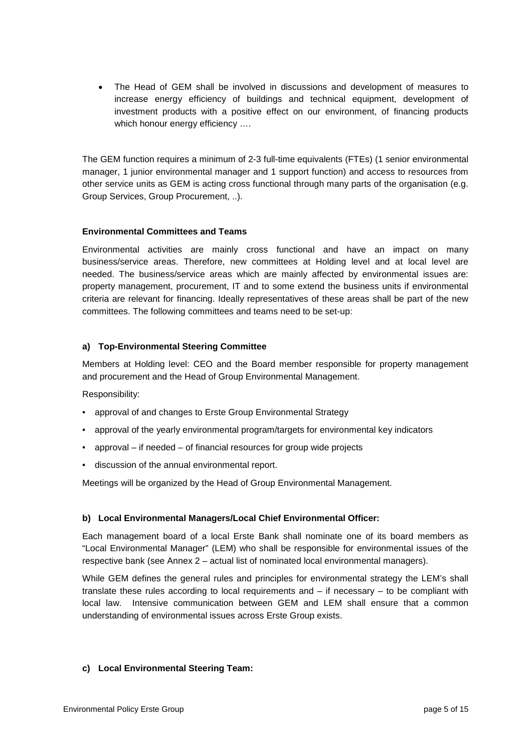- The Head of GEM shall be involved in discussions and development of measures to increase energy efficiency of buildings and technical equipment, development of investment products with a positive effect on our environment, of financing products which honour energy efficiency ….

The GEM function requires a minimum of 2-3 full-time equivalents (FTEs) (1 senior environmental manager, 1 junior environmental manager and 1 support function) and access to resources from other service units as GEM is acting cross functional through many parts of the organisation (e.g. Group Services, Group Procurement, ..).

**Environmental Committees and Teams**

Environmental activities are mainly cross functional and have an impact on many business/service areas. Therefore, new committees at Holding level and at local level are needed. The business/service areas which are mainly affected by environmental issues are: property management, procurement, IT and to some extend the business units if environmental criteria are relevant for financing. Ideally representatives of these areas shall be part of the new committees. The following committees and teams need to be set-up:

**a) Top-Environmental Steering Committee**

Members at Holding level: CEO and the Board member responsible for property management and procurement and the Head of Group Environmental Management.

Responsibility:

- approval of and changes to Erste Group Environmental Strategy
- approval of the yearly environmental program/targets for environmental key indicators
- approval – if needed – of financial resources for group wide projects
- discussion of the annual environmental report.

Meetings will be organized by the Head of Group Environmental Management.

**b) Local Environmental Managers/Local Chief Environmental Officer:**

Each management board of a local Erste Bank shall nominate one of its board members as "Local Environmental Manager" (LEM) who shall be responsible for environmental issues of the respective bank (see Annex 2 – actual list of nominated local environmental managers).

While GEM defines the general rules and principles for environmental strategy the LEM's shall translate these rules according to local requirements and – if necessary – to be compliant with local law. Intensive communication between GEM and LEM shall ensure that a common understanding of environmental issues across Erste Group exists.

**c) Local Environmental Steering Team:**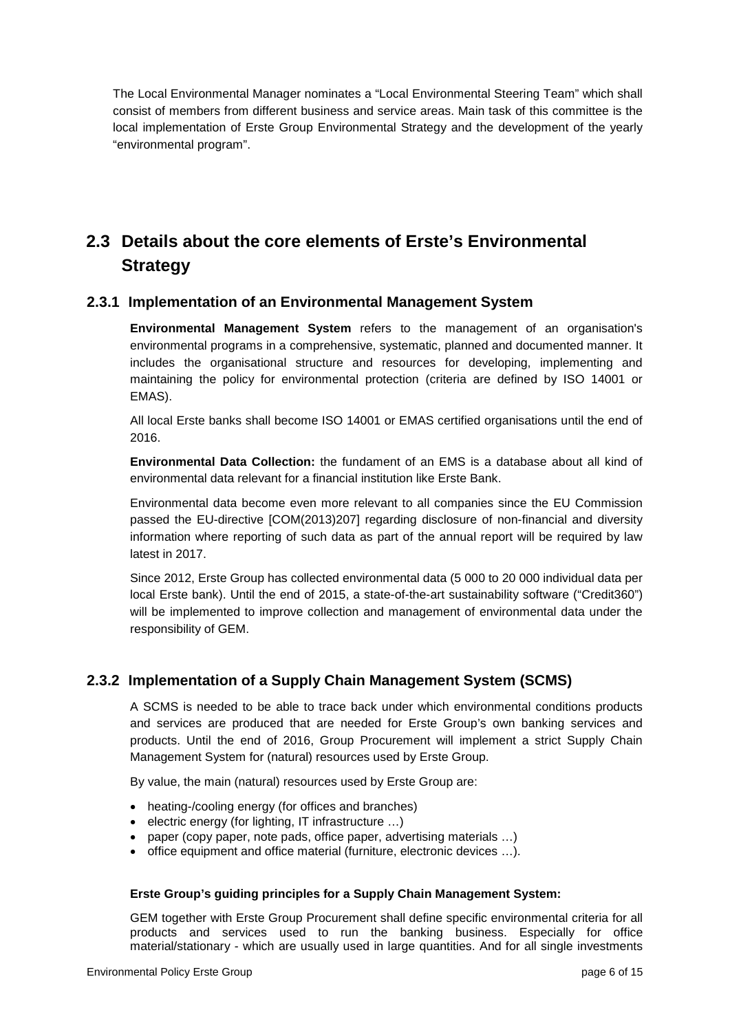The Local Environmental Manager nominates a "Local Environmental Steering Team" which shall consist of members from different business and service areas. Main task of this committee is the local implementation of Erste Group Environmental Strategy and the development of the yearly "environmental program".

## 2.3 Details about the core elements of Erste's Environmental Strategy

### 2.3.1 Implementation of an Environmental Management System

**Environmental Management System** refers to the management of an organisation's environmental programs in a comprehensive, systematic, planned and documented manner. It includes the organisational structure and resources for developing, implementing and maintaining the policy for environmental protection (criteria are defined by ISO 14001 or EMAS).

All local Erste banks shall become ISO 14001 or EMAS certified organisations until the end of 2016.

**Environmental Data Collection:** the fundament of an EMS is a database about all kind of environmental data relevant for a financial institution like Erste Bank.

Environmental data become even more relevant to all companies since the EU Commission passed the EU-directive [COM(2013)207] regarding disclosure of non-financial and diversity information where reporting of such data as part of the annual report will be required by law latest in 2017.

Since 2012, Erste Group has collected environmental data (5 000 to 20 000 individual data per local Erste bank). Until the end of 2015, a state-of-the-art sustainability software ("Credit360") will be implemented to improve collection and management of environmental data under the responsibility of GEM.

### 2.3.2 Implementation of a Supply Chain Management System (SCMS)

A SCMS is needed to be able to trace back under which environmental conditions products and services are produced that are needed for Erste Group's own banking services and products. Until the end of 2016, Group Procurement will implement a strict Supply Chain Management System for (natural) resources used by Erste Group.

By value, the main (natural) resources used by Erste Group are:

- heating-/cooling energy (for offices and branches)
- electric energy (for lighting, IT infrastructure …)
- paper (copy paper, note pads, office paper, advertising materials …)
- office equipment and office material (furniture, electronic devices …).

**Erste Group's guiding principles for a Supply Chain Management System:**

GEM together with Erste Group Procurement shall define specific environmental criteria for all products and services used to run the banking business. Especially for office material/stationary - which are usually used in large quantities. And for all single investments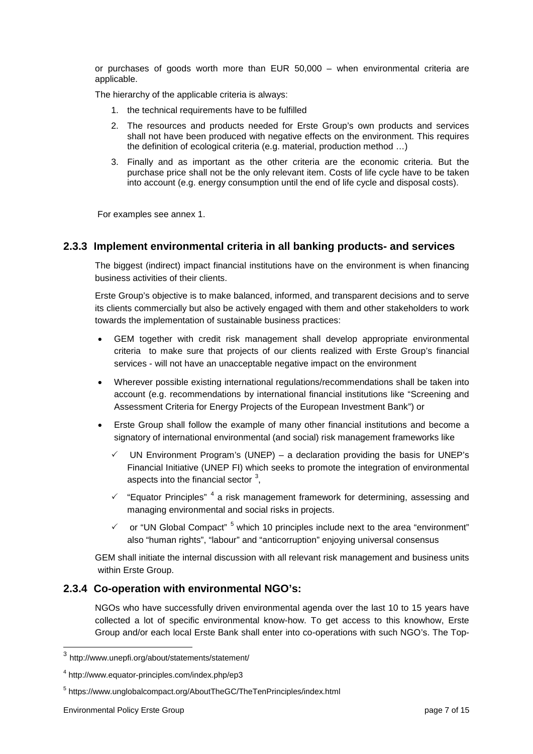or purchases of goods worth more than EUR 50,000 – when environmental criteria are applicable.

The hierarchy of the applicable criteria is always:

1. the technical requirements have to be fulfilled
2. The resources and products needed for Erste Group's own products and services shall not have been produced with negative effects on the environment. This requires the definition of ecological criteria (e.g. material, production method …)
3. Finally and as important as the other criteria are the economic criteria. But the purchase price shall not be the only relevant item. Costs of life cycle have to be taken into account (e.g. energy consumption until the end of life cycle and disposal costs).

For examples see annex 1.

### 2.3.3 Implement environmental criteria in all banking products- and services

The biggest (indirect) impact financial institutions have on the environment is when financing business activities of their clients.

Erste Group's objective is to make balanced, informed, and transparent decisions and to serve its clients commercially but also be actively engaged with them and other stakeholders to work towards the implementation of sustainable business practices:

- GEM together with credit risk management shall develop appropriate environmental criteria to make sure that projects of our clients realized with Erste Group's financial services - will not have an unacceptable negative impact on the environment
- Wherever possible existing international regulations/recommendations shall be taken into account (e.g. recommendations by international financial institutions like "Screening and Assessment Criteria for Energy Projects of the European Investment Bank") or
- Erste Group shall follow the example of many other financial institutions and become a signatory of international environmental (and social) risk management frameworks like
  - ✓ UN Environment Program's (UNEP) – a declaration providing the basis for UNEP's Financial Initiative (UNEP FI) which seeks to promote the integration of environmental aspects into the financial sector [3],
  - ✓ "Equator Principles" [4] a risk management framework for determining, assessing and managing environmental and social risks in projects.
  - ✓ or "UN Global Compact" [5] which 10 principles include next to the area "environment" also "human rights", "labour" and "anticorruption" enjoying universal consensus

GEM shall initiate the internal discussion with all relevant risk management and business units within Erste Group.

### 2.3.4 Co-operation with environmental NGO's:

NGOs who have successfully driven environmental agenda over the last 10 to 15 years have collected a lot of specific environmental know-how. To get access to this knowhow, Erste Group and/or each local Erste Bank shall enter into co-operations with such NGO's. The Top-

---

[3] http://www.unepfi.org/about/statements/statement/

[4] http://www.equator-principles.com/index.php/ep3

[5] https://www.unglobalcompact.org/AboutTheGC/TheTenPrinciples/index.html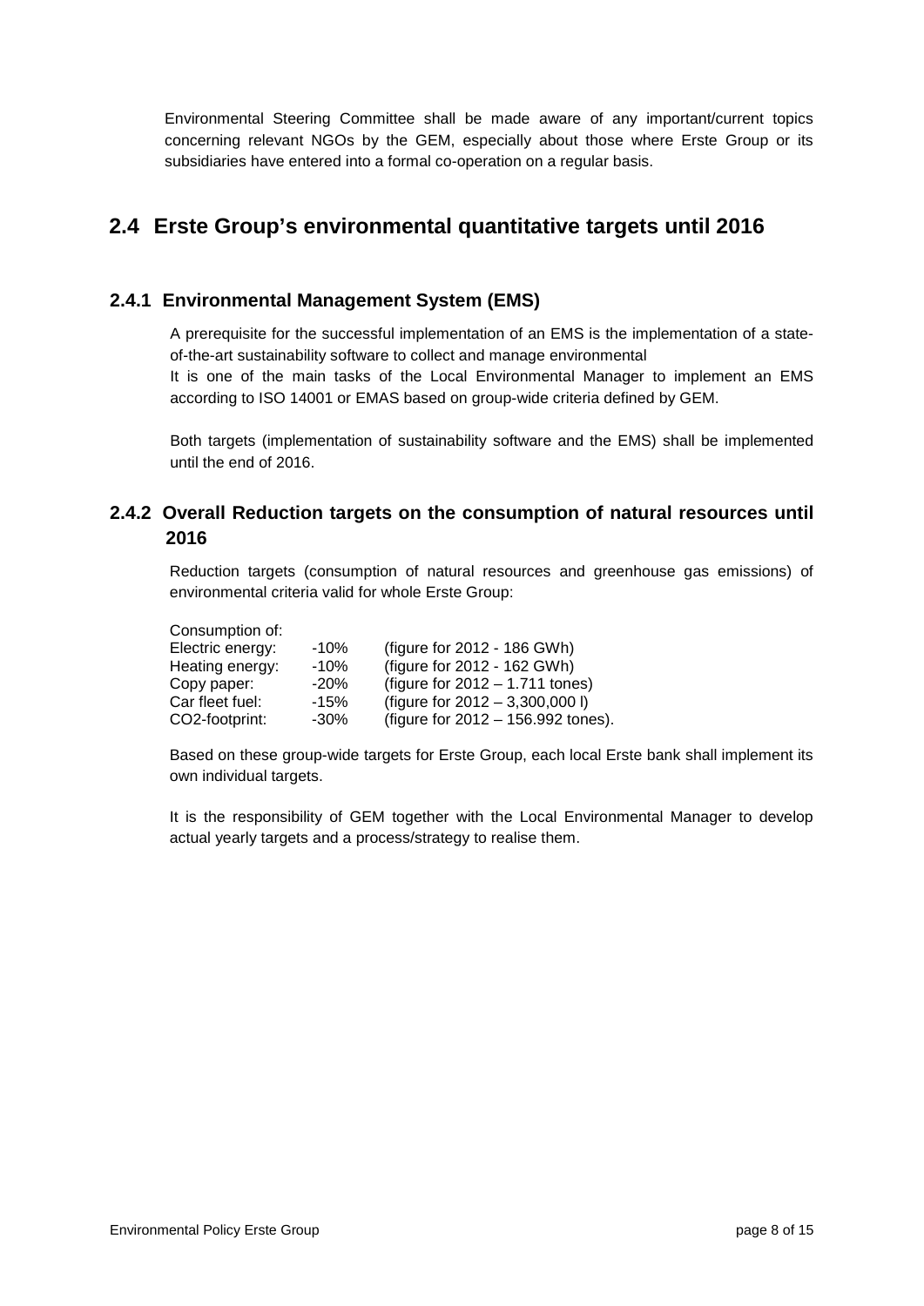Environmental Steering Committee shall be made aware of any important/current topics concerning relevant NGOs by the GEM, especially about those where Erste Group or its subsidiaries have entered into a formal co-operation on a regular basis.

## 2.4 Erste Group's environmental quantitative targets until 2016

### 2.4.1 Environmental Management System (EMS)

A prerequisite for the successful implementation of an EMS is the implementation of a state-of-the-art sustainability software to collect and manage environmental
It is one of the main tasks of the Local Environmental Manager to implement an EMS according to ISO 14001 or EMAS based on group-wide criteria defined by GEM.

Both targets (implementation of sustainability software and the EMS) shall be implemented until the end of 2016.

### 2.4.2 Overall Reduction targets on the consumption of natural resources until 2016

Reduction targets (consumption of natural resources and greenhouse gas emissions) of environmental criteria valid for whole Erste Group:

| Consumption of: | | |
|---|---|---|
| Electric energy: | -10% | (figure for 2012 - 186 GWh) |
| Heating energy: | -10% | (figure for 2012 - 162 GWh) |
| Copy paper: | -20% | (figure for 2012 – 1.711 tones) |
| Car fleet fuel: | -15% | (figure for 2012 – 3,300,000 l) |
| $CO_2$-footprint: | -30% | (figure for 2012 – 156.992 tones). |

Based on these group-wide targets for Erste Group, each local Erste bank shall implement its own individual targets.

It is the responsibility of GEM together with the Local Environmental Manager to develop actual yearly targets and a process/strategy to realise them.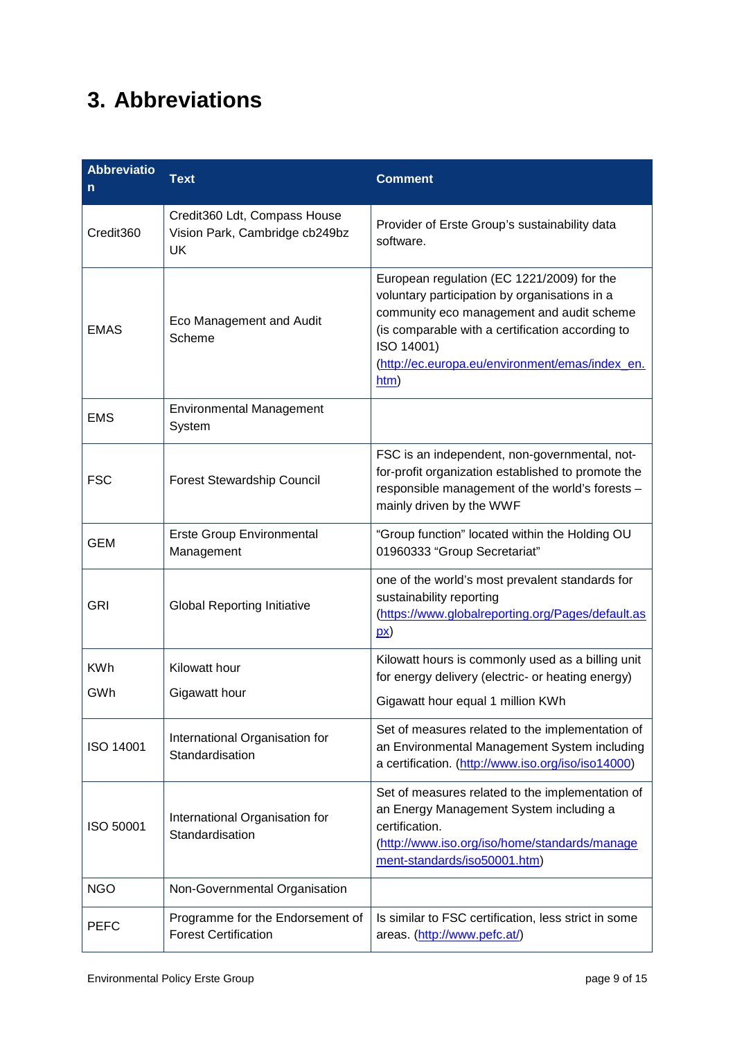# 3. Abbreviations

| Abbreviation | Text | Comment |
| --- | --- | --- |
| Credit360 | Credit360 Ldt, Compass House Vision Park, Cambridge cb249bz UK | Provider of Erste Group's sustainability data software. |
| EMAS | Eco Management and Audit Scheme | European regulation (EC 1221/2009) for the voluntary participation by organisations in a community eco management and audit scheme (is comparable with a certification according to ISO 14001) (http://ec.europa.eu/environment/emas/index_en.htm) |
| EMS | Environmental Management System | |
| FSC | Forest Stewardship Council | FSC is an independent, non-governmental, not-for-profit organization established to promote the responsible management of the world's forests – mainly driven by the WWF |
| GEM | Erste Group Environmental Management | "Group function" located within the Holding OU 01960333 "Group Secretariat" |
| GRI | Global Reporting Initiative | one of the world's most prevalent standards for sustainability reporting (https://www.globalreporting.org/Pages/default.aspx) |
| KWh<br>GWh | Kilowatt hour<br>Gigawatt hour | Kilowatt hours is commonly used as a billing unit for energy delivery (electric- or heating energy)<br>Gigawatt hour equal 1 million KWh |
| ISO 14001 | International Organisation for Standardisation | Set of measures related to the implementation of an Environmental Management System including a certification. (http://www.iso.org/iso/iso14000) |
| ISO 50001 | International Organisation for Standardisation | Set of measures related to the implementation of an Energy Management System including a certification. (http://www.iso.org/iso/home/standards/management-standards/iso50001.htm) |
| NGO | Non-Governmental Organisation | |
| PEFC | Programme for the Endorsement of Forest Certification | Is similar to FSC certification, less strict in some areas. (http://www.pefc.at/) |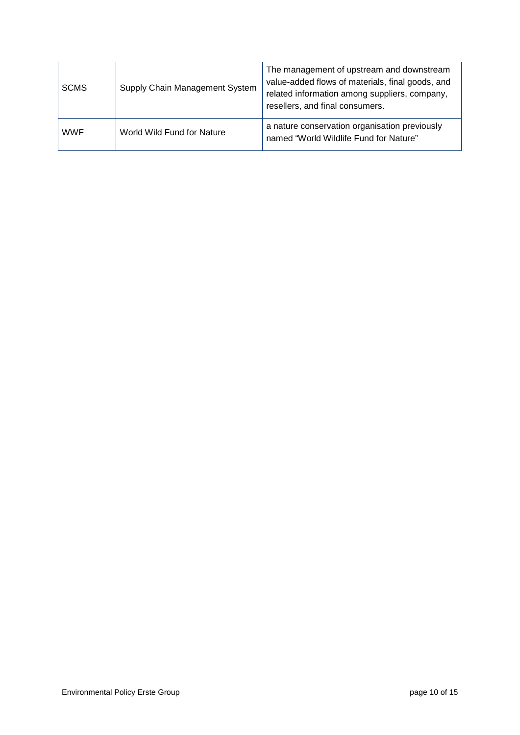| | | |
|---|---|---|
| SCMS | Supply Chain Management System | The management of upstream and downstream value-added flows of materials, final goods, and related information among suppliers, company, resellers, and final consumers. |
| WWF | World Wild Fund for Nature | a nature conservation organisation previously named "World Wildlife Fund for Nature" |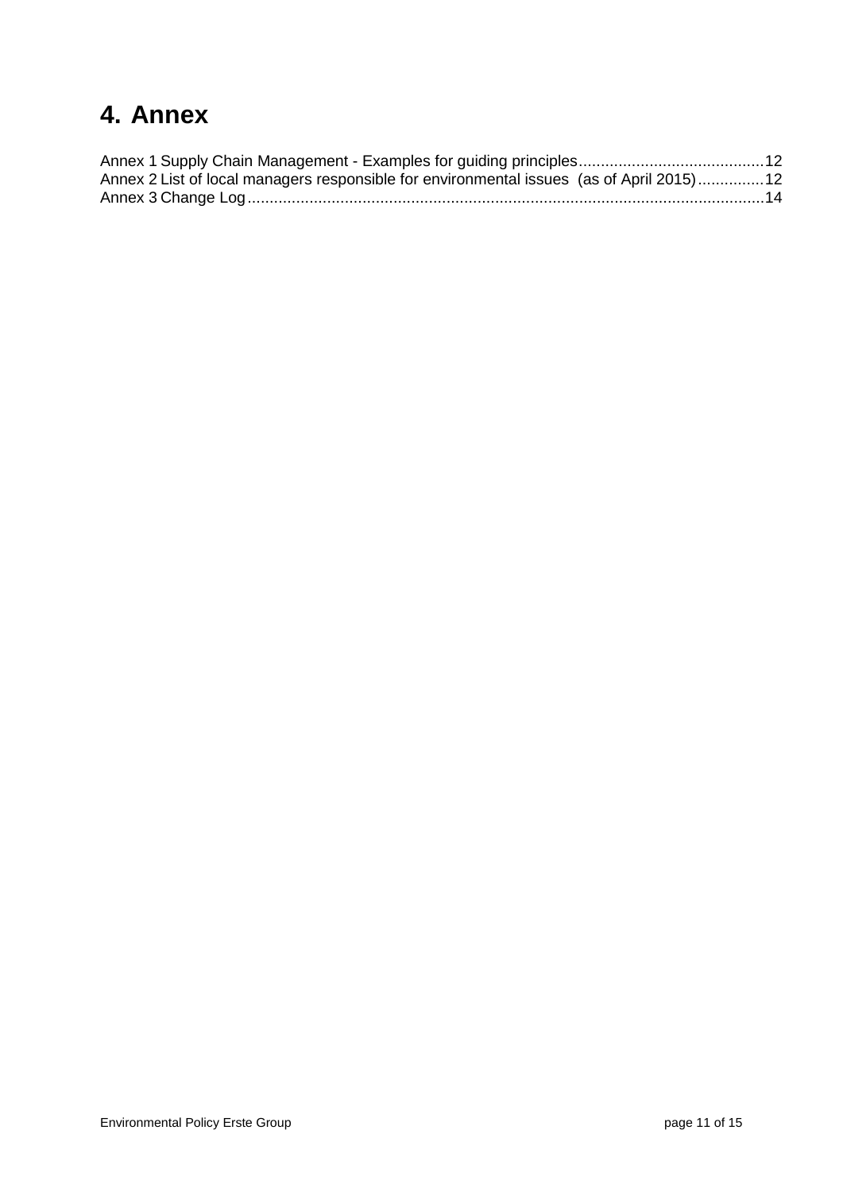# 4. Annex

Annex 1 Supply Chain Management - Examples for guiding principles ......................................... 12
Annex 2 List of local managers responsible for environmental issues (as of April 2015) ............... 12
Annex 3 Change Log .................................................................................................................. 14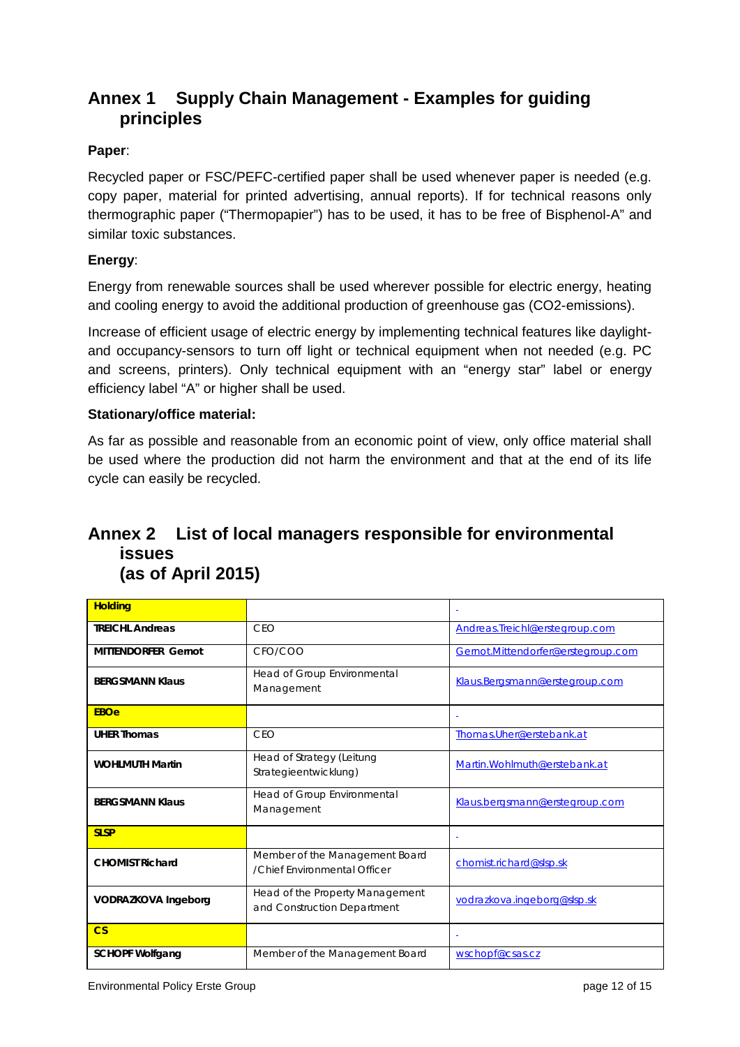## Annex 1 Supply Chain Management - Examples for guiding principles

**Paper**:

Recycled paper or FSC/PEFC-certified paper shall be used whenever paper is needed (e.g. copy paper, material for printed advertising, annual reports). If for technical reasons only thermographic paper ("Thermopapier") has to be used, it has to be free of Bisphenol-A" and similar toxic substances.

**Energy**:

Energy from renewable sources shall be used wherever possible for electric energy, heating and cooling energy to avoid the additional production of greenhouse gas ($CO_2$-emissions).

Increase of efficient usage of electric energy by implementing technical features like daylight- and occupancy-sensors to turn off light or technical equipment when not needed (e.g. PC and screens, printers). Only technical equipment with an "energy star" label or energy efficiency label "A" or higher shall be used.

**Stationary/office material:**

As far as possible and reasonable from an economic point of view, only office material shall be used where the production did not harm the environment and that at the end of its life cycle can easily be recycled.

## Annex 2 List of local managers responsible for environmental issues (as of April 2015)

| **Holding** | | - |
|---|---|---|
| **TREICHL Andreas** | CEO | Andreas.Treichl@erstegroup.com |
| **MITTENDORFER Gernot** | CFO/COO | Gernot.Mittendorfer@erstegroup.com |
| **BERGSMANN Klaus** | Head of Group Environmental Management | Klaus.Bergsmann@erstegroup.com |
| **EBOe** | | - |
| **UHER Thomas** | CEO | Thomas.Uher@erstebank.at |
| **WOHLMUTH Martin** | Head of Strategy (Leitung Strategieentwicklung) | Martin.Wohlmuth@erstebank.at |
| **BERGSMANN Klaus** | Head of Group Environmental Management | Klaus.bergsmann@erstegroup.com |
| **SLSP** | | - |
| **CHOMIST Richard** | Member of the Management Board /Chief Environmental Officer | chomist.richard@slsp.sk |
| **VODRAZKOVA Ingeborg** | Head of the Property Management and Construction Department | vodrazkova.ingeborg@slsp.sk |
| **CS** | | - |
| **SCHOPF Wolfgang** | Member of the Management Board | wschopf@csas.cz |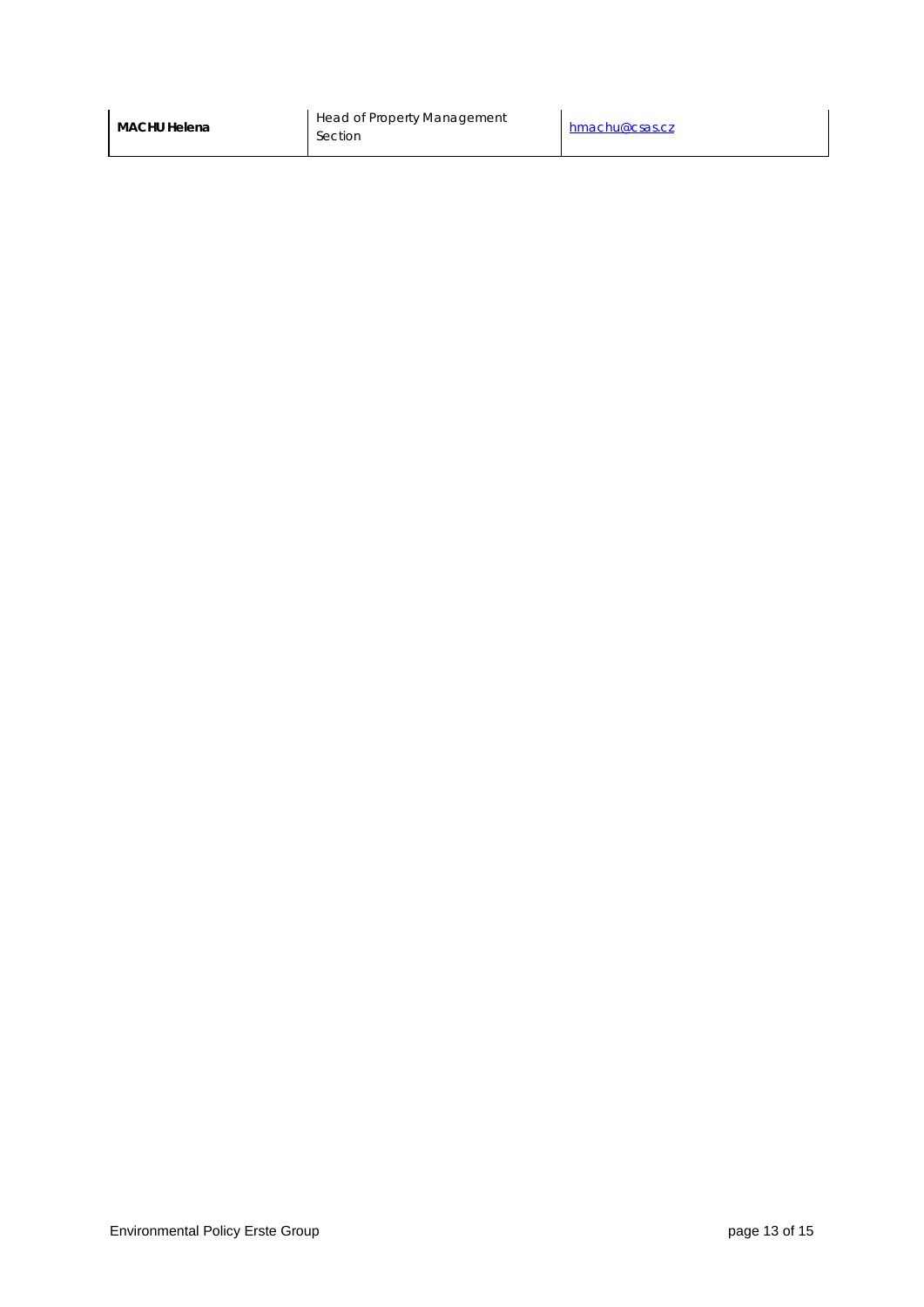| | | |
|---|---|---|
| **MACHU Helena** | Head of Property Management Section | hmachu@csas.cz |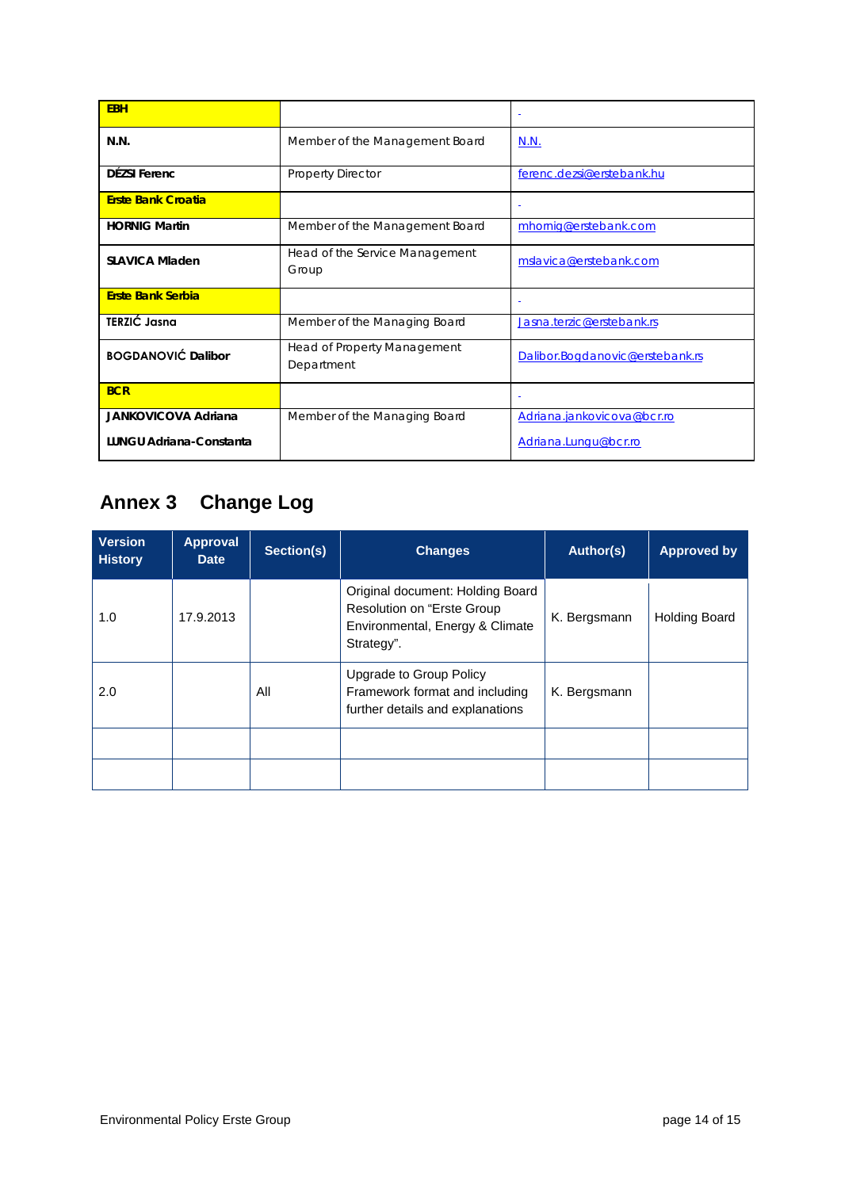| | | |
|---|---|---|
| **EBH** | | - |
| **N.N.** | Member of the Management Board | N.N. |
| **DÉZSI Ferenc** | Property Director | ferenc.dezsi@erstebank.hu |
| **Erste Bank Croatia** | | - |
| **HORNIG Martin** | Member of the Management Board | mhornig@erstebank.com |
| **SLAVICA Mladen** | Head of the Service Management Group | mslavica@erstebank.com |
| **Erste Bank Serbia** | | - |
| **TERZIĆ Jasna** | Member of the Managing Board | Jasna.terzic@erstebank.rs |
| **BOGDANOVIĆ Dalibor** | Head of Property Management Department | Dalibor.Bogdanovic@erstebank.rs |
| **BCR** | | - |
| **JANKOVICOVA Adriana**<br>**LUNGU Adriana-Constanta** | Member of the Managing Board | Adriana.jankovicova@bcr.ro<br>Adriana.Lungu@bcr.ro |

## Annex 3 Change Log

| Version History | Approval Date | Section(s) | Changes | Author(s) | Approved by |
|---|---|---|---|---|---|
| 1.0 | 17.9.2013 | | Original document: Holding Board Resolution on "Erste Group Environmental, Energy & Climate Strategy". | K. Bergsmann | Holding Board |
| 2.0 | | All | Upgrade to Group Policy Framework format and including further details and explanations | K. Bergsmann | |
| | | | | | |
| | | | | | |